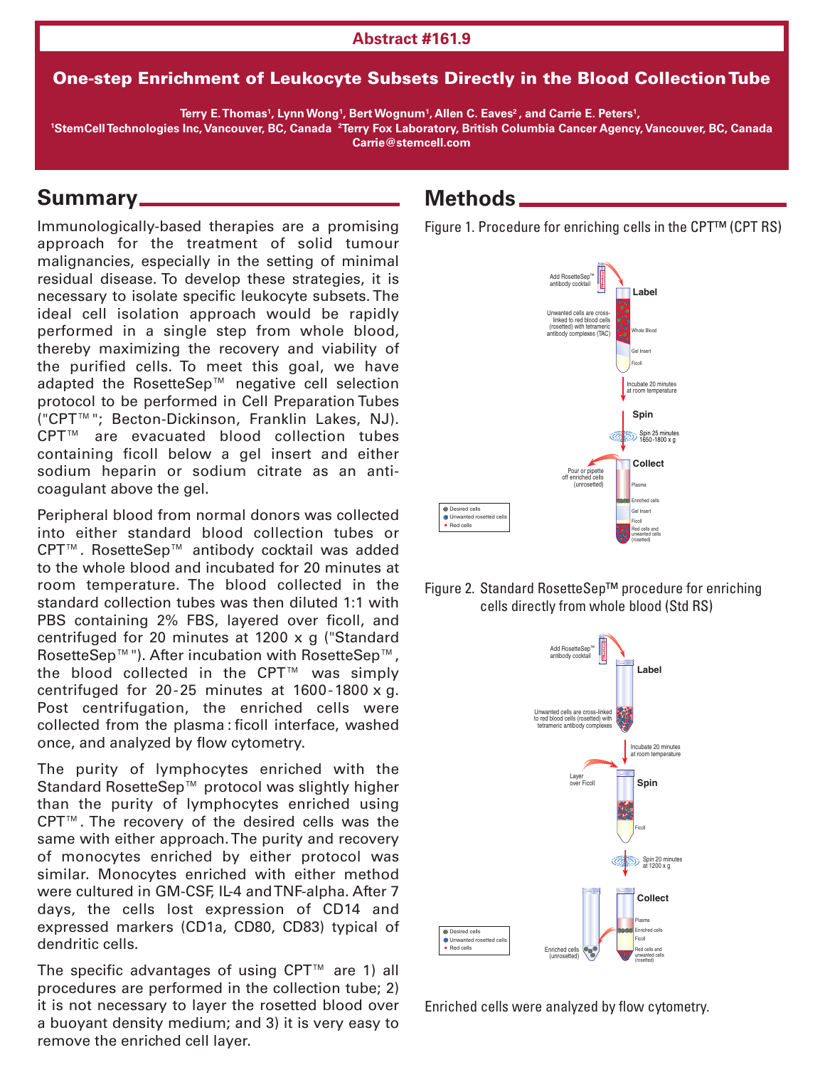Abstract #161.9

# One-step Enrichment of Leukocyte Subsets Directly in the Blood Collection Tube

**Terry E. Thomas[1], Lynn Wong[1], Bert Wognum[1], Allen C. Eaves[2], and Carrie E. Peters[1],**

**[1]StemCell Technologies Inc, Vancouver, BC, Canada [2]Terry Fox Laboratory, British Columbia Cancer Agency, Vancouver, BC, Canada**

**Carrie@stemcell.com**

## Summary

Immunologically-based therapies are a promising approach for the treatment of solid tumour malignancies, especially in the setting of minimal residual disease. To develop these strategies, it is necessary to isolate specific leukocyte subsets. The ideal cell isolation approach would be rapidly performed in a single step from whole blood, thereby maximizing the recovery and viability of the purified cells. To meet this goal, we have adapted the RosetteSep™ negative cell selection protocol to be performed in Cell Preparation Tubes ("CPT™"; Becton-Dickinson, Franklin Lakes, NJ). CPT™ are evacuated blood collection tubes containing ficoll below a gel insert and either sodium heparin or sodium citrate as an anti-coagulant above the gel.

Peripheral blood from normal donors was collected into either standard blood collection tubes or CPT™. RosetteSep™ antibody cocktail was added to the whole blood and incubated for 20 minutes at room temperature. The blood collected in the standard collection tubes was then diluted 1:1 with PBS containing 2% FBS, layered over ficoll, and centrifuged for 20 minutes at 1200 x g ("Standard RosetteSep™"). After incubation with RosetteSep™, the blood collected in the CPT™ was simply centrifuged for 20-25 minutes at 1600-1800 x g. Post centrifugation, the enriched cells were collected from the plasma : ficoll interface, washed once, and analyzed by flow cytometry.

The purity of lymphocytes enriched with the Standard RosetteSep™ protocol was slightly higher than the purity of lymphocytes enriched using CPT™. The recovery of the desired cells was the same with either approach. The purity and recovery of monocytes enriched by either protocol was similar. Monocytes enriched with either method were cultured in GM-CSF, IL-4 and TNF-alpha. After 7 days, the cells lost expression of CD14 and expressed markers (CD1a, CD80, CD83) typical of dendritic cells.

The specific advantages of using CPT™ are 1) all procedures are performed in the collection tube; 2) it is not necessary to layer the rosetted blood over a buoyant density medium; and 3) it is very easy to remove the enriched cell layer.

## Methods

Figure 1. Procedure for enriching cells in the CPT™ (CPT RS)

Figure 2. Standard RosetteSep™ procedure for enriching cells directly from whole blood (Std RS)

Enriched cells were analyzed by flow cytometry.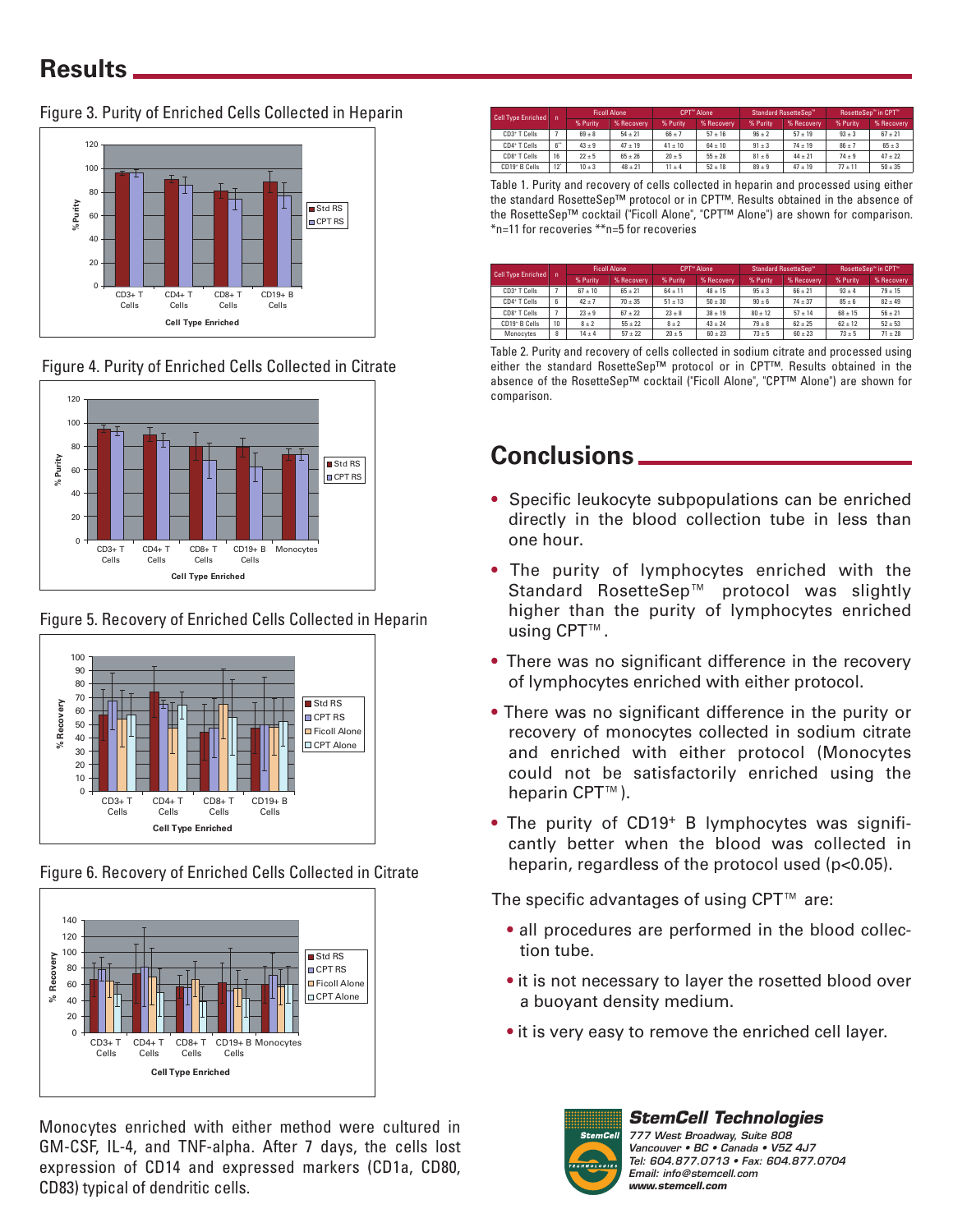## Results

Figure 3. Purity of Enriched Cells Collected in Heparin

120
100
80
60
40
20
0
% Purity
CD3+ T Cells
CD4+ T Cells
CD8+ T Cells
CD19+ B Cells
Cell Type Enriched
Std RS
CPT RS

Figure 4. Purity of Enriched Cells Collected in Citrate

120
100
80
60
40
20
0
% Purity
CD3+ T Cells
CD4+ T Cells
CD8+ T Cells
CD19+ B Cells
Monocytes
Cell Type Enriched
Std RS
CPT RS

Figure 5. Recovery of Enriched Cells Collected in Heparin

100
90
80
70
60
50
40
30
20
10
0
% Recovery
CD3+ T Cells
CD4+ T Cells
CD8+ T Cells
CD19+ B Cells
Cell Type Enriched
Std RS
CPT RS
Ficoll Alone
CPT Alone

Figure 6. Recovery of Enriched Cells Collected in Citrate

140
120
100
80
60
40
20
0
% Recovery
CD3+ T Cells
CD4+ T Cells
CD8+ T Cells
CD19+ B Cells
Monocytes
Cell Type Enriched
Std RS
CPT RS
Ficoll Alone
CPT Alone

Monocytes enriched with either method were cultured in GM-CSF, IL-4, and TNF-alpha. After 7 days, the cells lost expression of CD14 and expressed markers (CD1a, CD80, CD83) typical of dendritic cells.

| Cell Type Enriched | n | Ficoll Alone | | CPT™ Alone | | Standard RosetteSep™ | | RosetteSep™ in CPT™ | |
|---|---|---|---|---|---|---|---|---|---|
| | | % Purity | % Recovery | % Purity | % Recovery | % Purity | % Recovery | % Purity | % Recovery |
| CD3+ T Cells | 7 | 69 ± 8 | 54 ± 21 | 66 ± 7 | 57 ± 16 | 96 ± 2 | 57 ± 19 | 93 ± 3 | 67 ± 21 |
| CD4+ T Cells | 6** | 43 ± 9 | 47 ± 19 | 41 ± 10 | 64 ± 10 | 91 ± 3 | 74 ± 19 | 86 ± 7 | 65 ± 3 |
| CD8+ T Cells | 16 | 22 ± 5 | 65 ± 26 | 20 ± 5 | 55 ± 28 | 81 ± 6 | 44 ± 21 | 74 ± 9 | 47 ± 22 |
| CD19+ B Cells | 12* | 10 ± 3 | 48 ± 21 | 11 ± 4 | 52 ± 18 | 89 ± 9 | 47 ± 19 | 77 ± 11 | 50 ± 35 |

Table 1. Purity and recovery of cells collected in heparin and processed using either the standard RosetteSep™ protocol or in CPT™. Results obtained in the absence of the RosetteSep™ cocktail ("Ficoll Alone", "CPT™ Alone") are shown for comparison. *n=11 for recoveries **n=5 for recoveries

| Cell Type Enriched | n | Ficoll Alone | | CPT™ Alone | | Standard RosetteSep™ | | RosetteSep™ in CPT™ | |
|---|---|---|---|---|---|---|---|---|---|
| | | % Purity | % Recovery | % Purity | % Recovery | % Purity | % Recovery | % Purity | % Recovery |
| CD3+ T Cells | 7 | 67 ± 10 | 65 ± 21 | 64 ± 11 | 48 ± 15 | 95 ± 3 | 66 ± 21 | 93 ± 4 | 79 ± 15 |
| CD4+ T Cells | 6 | 42 ± 7 | 70 ± 35 | 51 ± 13 | 50 ± 30 | 90 ± 6 | 74 ± 37 | 85 ± 6 | 82 ± 49 |
| CD8+ T Cells | 7 | 23 ± 9 | 67 ± 22 | 23 ± 8 | 38 ± 19 | 80 ± 12 | 57 ± 14 | 68 ± 15 | 56 ± 21 |
| CD19+ B Cells | 10 | 8 ± 2 | 55 ± 22 | 8 ± 2 | 43 ± 24 | 79 ± 8 | 62 ± 25 | 62 ± 12 | 52 ± 53 |
| Monocytes | 8 | 14 ± 4 | 57 ± 22 | 20 ± 5 | 60 ± 23 | 73 ± 5 | 60 ± 23 | 73 ± 5 | 71 ± 28 |

Table 2. Purity and recovery of cells collected in sodium citrate and processed using either the standard RosetteSep™ protocol or in CPT™. Results obtained in the absence of the RosetteSep™ cocktail ("Ficoll Alone", "CPT™ Alone") are shown for comparison.

## Conclusions

- Specific leukocyte subpopulations can be enriched directly in the blood collection tube in less than one hour.
- The purity of lymphocytes enriched with the Standard RosetteSep™ protocol was slightly higher than the purity of lymphocytes enriched using CPT™.
- There was no significant difference in the recovery of lymphocytes enriched with either protocol.
- There was no significant difference in the purity or recovery of monocytes collected in sodium citrate and enriched with either protocol (Monocytes could not be satisfactorily enriched using the heparin CPT™).
- The purity of CD19+ B lymphocytes was significantly better when the blood was collected in heparin, regardless of the protocol used ($p<0.05$).

The specific advantages of using CPT™ are:

- all procedures are performed in the blood collection tube.
- it is not necessary to layer the rosetted blood over a buoyant density medium.
- it is very easy to remove the enriched cell layer.

**StemCell Technologies**
777 West Broadway, Suite 808
Vancouver • BC • Canada • V5Z 4J7
Tel: 604.877.0713 • Fax: 604.877.0704
Email: info@stemcell.com
www.stemcell.com